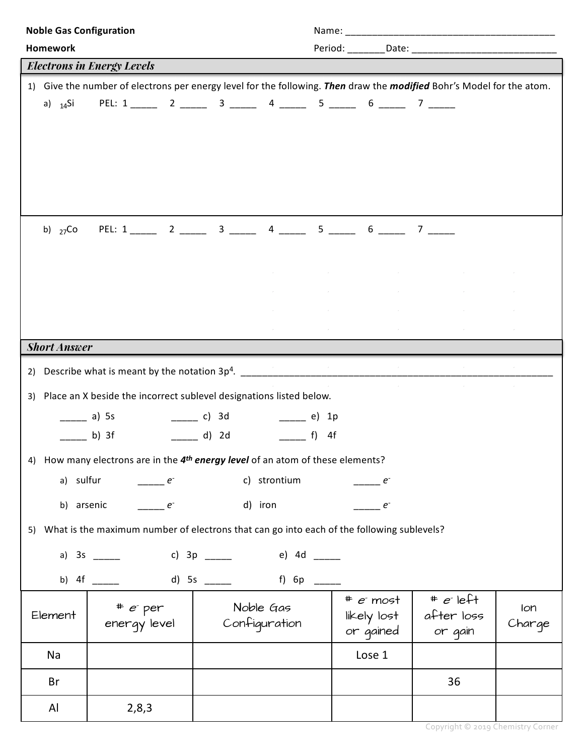**Noble Gas Configuration** Name: ___________________________________________

**Homework** Period: _______ Date: ____________________________

## *Electrons in Energy Levels*

1) Give the number of electrons per energy level for the following. ***Then*** draw the ***modified*** Bohr's Model for the atom.

a) $_{14}$Si PEL: 1 _____ 2 _____ 3 _____ 4 _____ 5 _____ 6 _____ 7 _____

b) $_{27}$Co PEL: 1 _____ 2 _____ 3 _____ 4 _____ 5 _____ 6 _____ 7 _____

## *Short Answer*

2) Describe what is meant by the notation $3p^4$. ________________________________________________________________

3) Place an X beside the incorrect sublevel designations listed below.

_____ a) 5s _____ c) 3d _____ e) 1p

_____ b) 3f _____ d) 2d _____ f) 4f

4) How many electrons are in the ***4th energy level*** of an atom of these elements?

a) sulfur _____ $e^-$ c) strontium _____ $e^-$

b) arsenic _____ $e^-$ d) iron _____ $e^-$

5) What is the maximum number of electrons that can go into each of the following sublevels?

a) 3s _____ c) 3p _____ e) 4d _____

b) 4f _____ d) 5s _____ f) 6p _____

| Element | # $e^-$ per energy level | Noble Gas Configuration | # $e^-$ most likely lost or gained | # $e^-$ left after loss or gain | Ion Charge |
|---|---|---|---|---|---|
| Na | | | Lose 1 | | |
| Br | | | | 36 | |
| Al | 2,8,3 | | | | |

Copyright © 2019 Chemistry Corner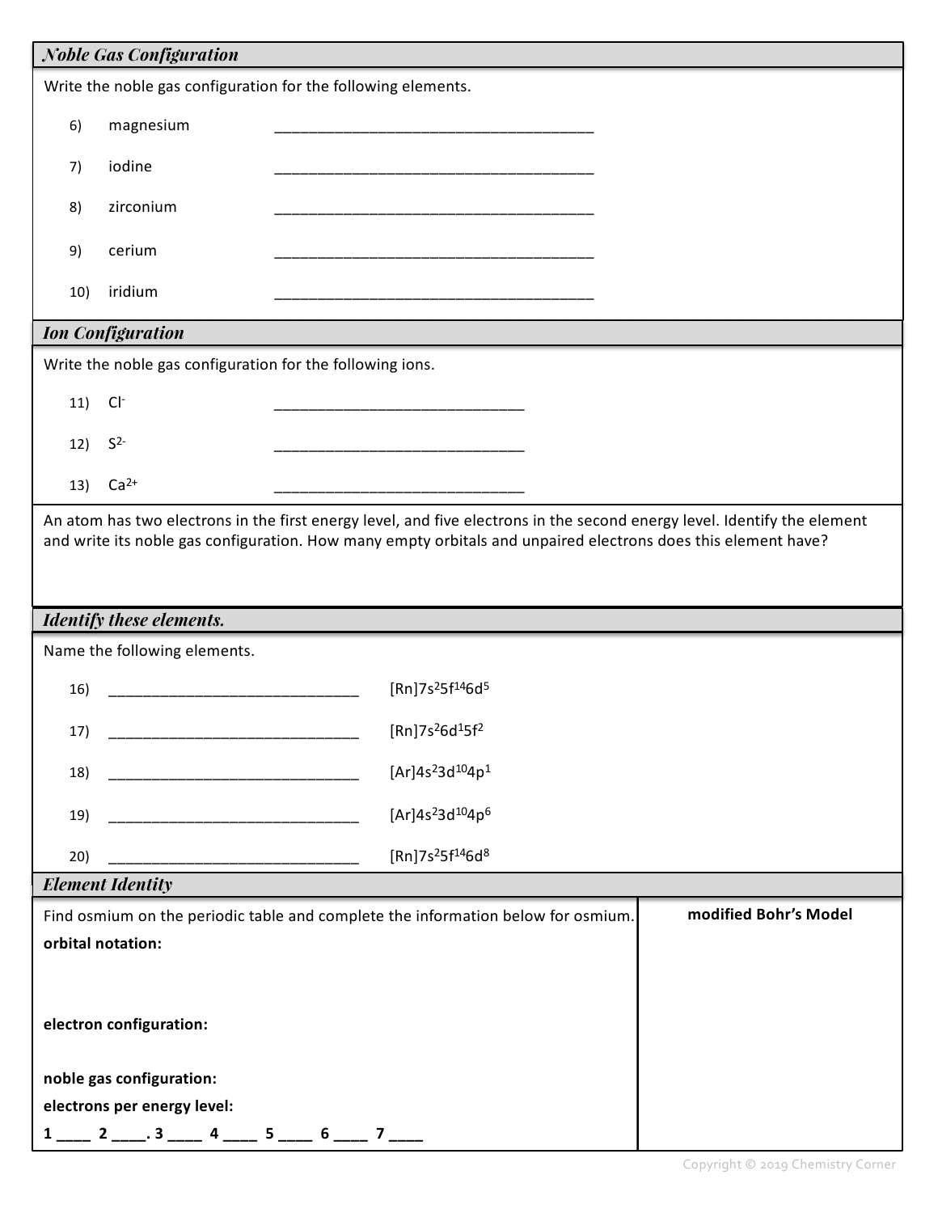## *Noble Gas Configuration*

Write the noble gas configuration for the following elements.

6) magnesium ______________________________________

7) iodine ______________________________________

8) zirconium ______________________________________

9) cerium ______________________________________

10) iridium ______________________________________

## *Ion Configuration*

Write the noble gas configuration for the following ions.

11) $Cl^-$ ______________________________

12) $S^{2-}$ ______________________________

13) $Ca^{2+}$ ______________________________

An atom has two electrons in the first energy level, and five electrons in the second energy level. Identify the element and write its noble gas configuration. How many empty orbitals and unpaired electrons does this element have?

## *Identify these elements.*

Name the following elements.

16) ______________________________ $[Rn]7s^25f^{14}6d^5$

17) ______________________________ $[Rn]7s^26d^15f^2$

18) ______________________________ $[Ar]4s^23d^{10}4p^1$

19) ______________________________ $[Ar]4s^23d^{10}4p^6$

20) ______________________________ $[Rn]7s^25f^{14}6d^8$

## *Element Identity*

Find osmium on the periodic table and complete the information below for osmium.

**modified Bohr's Model**

**orbital notation:**

**electron configuration:**

**noble gas configuration:**

**electrons per energy level:**

**1 ____ 2 ____. 3 ____ 4 ____ 5 ____ 6 ____ 7 ____**

Copyright © 2019 Chemistry Corner